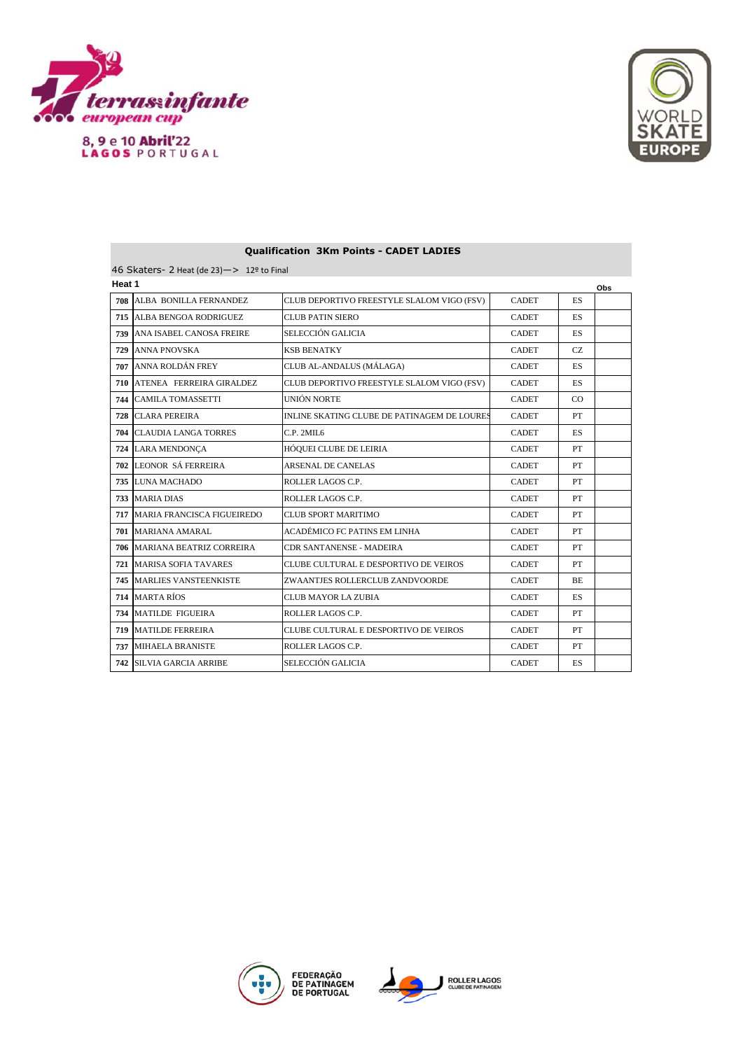17 terras infante european cup

8, 9 e 10 Abril'22
LAGOS PORTUGAL

WORLD SKATE EUROPE

## Qualification 3Km Points - CADET LADIES

46 Skaters- 2 Heat (de 23)—> 12º to Final

### Heat 1

| | | | | | Obs |
|---|---|---|---|---|---|
| 708 | ALBA BONILLA FERNANDEZ | CLUB DEPORTIVO FREESTYLE SLALOM VIGO (FSV) | CADET | ES | |
| 715 | ALBA BENGOA RODRIGUEZ | CLUB PATIN SIERO | CADET | ES | |
| 739 | ANA ISABEL CANOSA FREIRE | SELECCIÓN GALICIA | CADET | ES | |
| 729 | ANNA PNOVSKA | KSB BENATKY | CADET | CZ | |
| 707 | ANNA ROLDÁN FREY | CLUB AL-ANDALUS (MÁLAGA) | CADET | ES | |
| 710 | ATENEA FERREIRA GIRALDEZ | CLUB DEPORTIVO FREESTYLE SLALOM VIGO (FSV) | CADET | ES | |
| 744 | CAMILA TOMASSETTI | UNIÓN NORTE | CADET | CO | |
| 728 | CLARA PEREIRA | INLINE SKATING CLUBE DE PATINAGEM DE LOURES | CADET | PT | |
| 704 | CLAUDIA LANGA TORRES | C.P. 2MIL6 | CADET | ES | |
| 724 | LARA MENDONÇA | HÓQUEI CLUBE DE LEIRIA | CADET | PT | |
| 702 | LEONOR SÁ FERREIRA | ARSENAL DE CANELAS | CADET | PT | |
| 735 | LUNA MACHADO | ROLLER LAGOS C.P. | CADET | PT | |
| 733 | MARIA DIAS | ROLLER LAGOS C.P. | CADET | PT | |
| 717 | MARIA FRANCISCA FIGUEIREDO | CLUB SPORT MARITIMO | CADET | PT | |
| 701 | MARIANA AMARAL | ACADÉMICO FC PATINS EM LINHA | CADET | PT | |
| 706 | MARIANA BEATRIZ CORREIRA | CDR SANTANENSE - MADEIRA | CADET | PT | |
| 721 | MARISA SOFIA TAVARES | CLUBE CULTURAL E DESPORTIVO DE VEIROS | CADET | PT | |
| 745 | MARLIES VANSTEENKISTE | ZWAANTJES ROLLERCLUB ZANDVOORDE | CADET | BE | |
| 714 | MARTA RÍOS | CLUB MAYOR LA ZUBIA | CADET | ES | |
| 734 | MATILDE FIGUEIRA | ROLLER LAGOS C.P. | CADET | PT | |
| 719 | MATILDE FERREIRA | CLUBE CULTURAL E DESPORTIVO DE VEIROS | CADET | PT | |
| 737 | MIHAELA BRANISTE | ROLLER LAGOS C.P. | CADET | PT | |
| 742 | SILVIA GARCIA ARRIBE | SELECCIÓN GALICIA | CADET | ES | |

FEDERAÇÃO DE PATINAGEM DE PORTUGAL

ROLLER LAGOS CLUBE DE PATINAGEM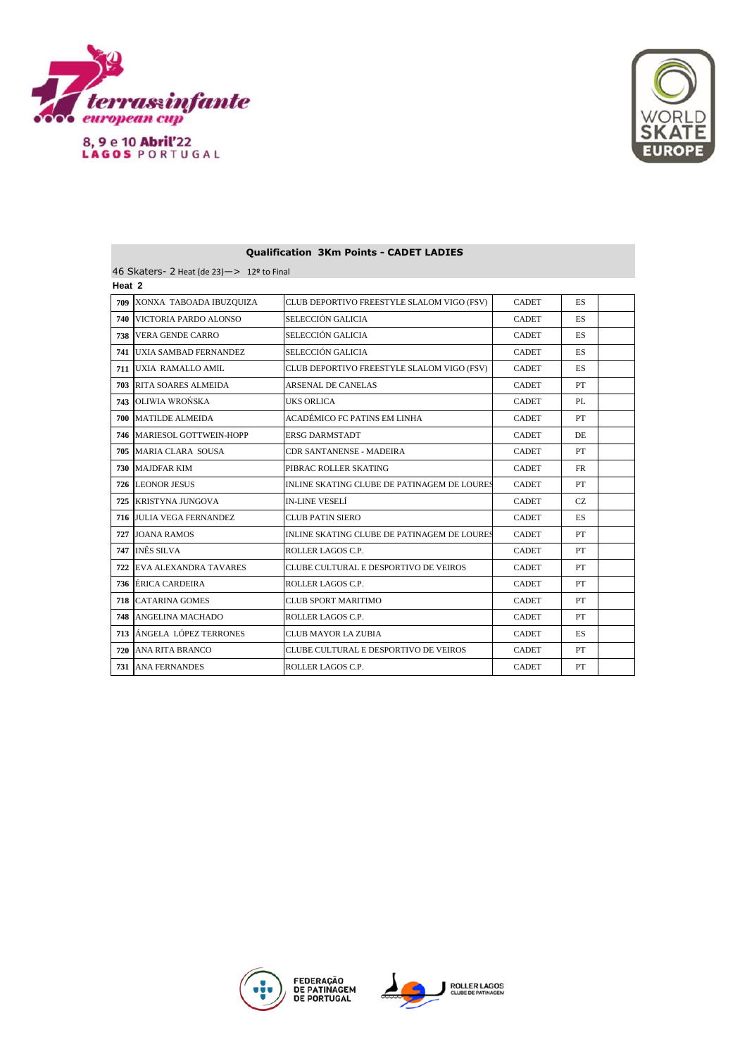**Qualification 3Km Points - CADET LADIES**

46 Skaters- 2 Heat (de 23)—> 12º to Final

**Heat 2**

| | | | | | |
|---|---|---|---|---|---|
| **709** | XONXA TABOADA IBUZQUIZA | CLUB DEPORTIVO FREESTYLE SLALOM VIGO (FSV) | CADET | ES | |
| **740** | VICTORIA PARDO ALONSO | SELECCIÓN GALICIA | CADET | ES | |
| **738** | VERA GENDE CARRO | SELECCIÓN GALICIA | CADET | ES | |
| **741** | UXIA SAMBAD FERNANDEZ | SELECCIÓN GALICIA | CADET | ES | |
| **711** | UXIA RAMALLO AMIL | CLUB DEPORTIVO FREESTYLE SLALOM VIGO (FSV) | CADET | ES | |
| **703** | RITA SOARES ALMEIDA | ARSENAL DE CANELAS | CADET | PT | |
| **743** | OLIWIA WROŃSKA | UKS ORLICA | CADET | PL | |
| **700** | MATILDE ALMEIDA | ACADÉMICO FC PATINS EM LINHA | CADET | PT | |
| **746** | MARIESOL GOTTWEIN-HOPP | ERSG DARMSTADT | CADET | DE | |
| **705** | MARIA CLARA SOUSA | CDR SANTANENSE - MADEIRA | CADET | PT | |
| **730** | MAJDFAR KIM | PIBRAC ROLLER SKATING | CADET | FR | |
| **726** | LEONOR JESUS | INLINE SKATING CLUBE DE PATINAGEM DE LOURES | CADET | PT | |
| **725** | KRISTYNA JUNGOVA | IN-LINE VESELÍ | CADET | CZ | |
| **716** | JULIA VEGA FERNANDEZ | CLUB PATIN SIERO | CADET | ES | |
| **727** | JOANA RAMOS | INLINE SKATING CLUBE DE PATINAGEM DE LOURES | CADET | PT | |
| **747** | INÊS SILVA | ROLLER LAGOS C.P. | CADET | PT | |
| **722** | EVA ALEXANDRA TAVARES | CLUBE CULTURAL E DESPORTIVO DE VEIROS | CADET | PT | |
| **736** | ÉRICA CARDEIRA | ROLLER LAGOS C.P. | CADET | PT | |
| **718** | CATARINA GOMES | CLUB SPORT MARITIMO | CADET | PT | |
| **748** | ANGELINA MACHADO | ROLLER LAGOS C.P. | CADET | PT | |
| **713** | ÁNGELA LÓPEZ TERRONES | CLUB MAYOR LA ZUBIA | CADET | ES | |
| **720** | ANA RITA BRANCO | CLUBE CULTURAL E DESPORTIVO DE VEIROS | CADET | PT | |
| **731** | ANA FERNANDES | ROLLER LAGOS C.P. | CADET | PT | |